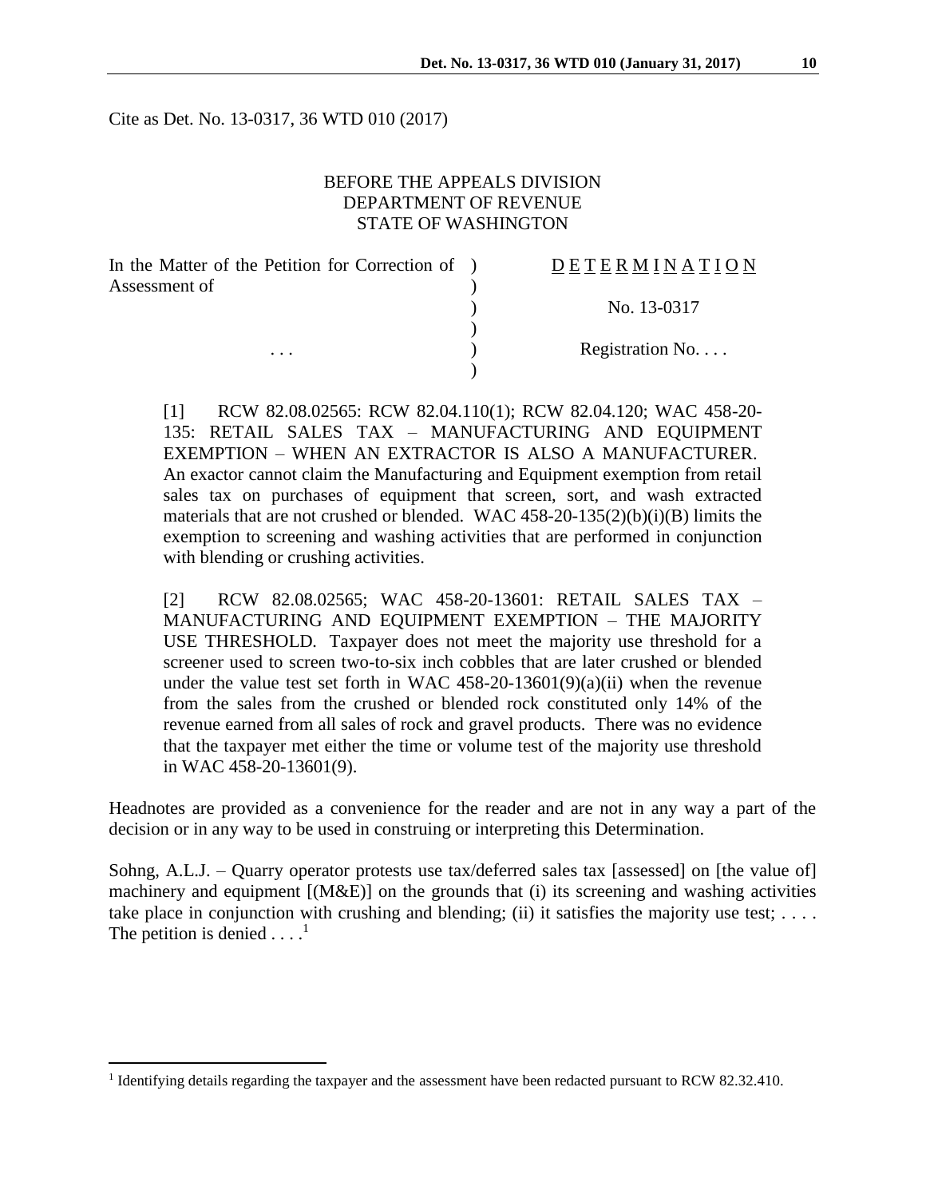Cite as Det. No. 13-0317, 36 WTD 010 (2017)

BEFORE THE APPEALS DIVISION
DEPARTMENT OF REVENUE
STATE OF WASHINGTON

| In the Matter of the Petition for Correction of Assessment of | ) | D E T E R M I N A T I O N |
|---|---|---|
| | ) | No. 13-0317 |
| . . . | ) | Registration No. . . . |

[1] RCW 82.08.02565: RCW 82.04.110(1); RCW 82.04.120; WAC 458-20-135: RETAIL SALES TAX – MANUFACTURING AND EQUIPMENT EXEMPTION – WHEN AN EXTRACTOR IS ALSO A MANUFACTURER. An exactor cannot claim the Manufacturing and Equipment exemption from retail sales tax on purchases of equipment that screen, sort, and wash extracted materials that are not crushed or blended. WAC 458-20-135(2)(b)(i)(B) limits the exemption to screening and washing activities that are performed in conjunction with blending or crushing activities.

[2] RCW 82.08.02565; WAC 458-20-13601: RETAIL SALES TAX – MANUFACTURING AND EQUIPMENT EXEMPTION – THE MAJORITY USE THRESHOLD. Taxpayer does not meet the majority use threshold for a screener used to screen two-to-six inch cobbles that are later crushed or blended under the value test set forth in WAC 458-20-13601(9)(a)(ii) when the revenue from the sales from the crushed or blended rock constituted only 14% of the revenue earned from all sales of rock and gravel products. There was no evidence that the taxpayer met either the time or volume test of the majority use threshold in WAC 458-20-13601(9).

Headnotes are provided as a convenience for the reader and are not in any way a part of the decision or in any way to be used in construing or interpreting this Determination.

Sohng, A.L.J. – Quarry operator protests use tax/deferred sales tax [assessed] on [the value of] machinery and equipment [(M&E)] on the grounds that (i) its screening and washing activities take place in conjunction with crushing and blending; (ii) it satisfies the majority use test; . . . . The petition is denied . . . .[1]

---

[1] Identifying details regarding the taxpayer and the assessment have been redacted pursuant to RCW 82.32.410.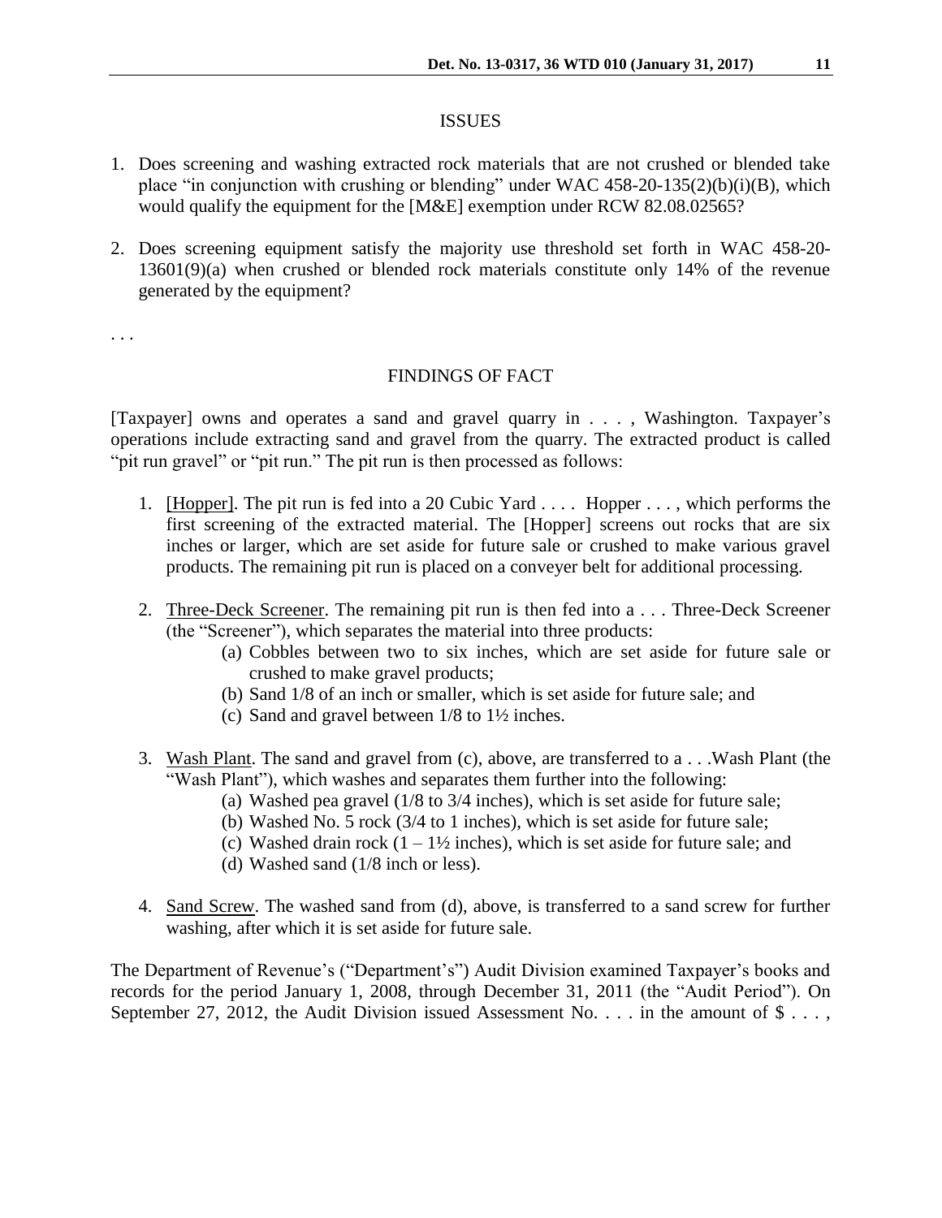## ISSUES

1. Does screening and washing extracted rock materials that are not crushed or blended take place "in conjunction with crushing or blending" under WAC 458-20-135(2)(b)(i)(B), which would qualify the equipment for the [M&E] exemption under RCW 82.08.02565?

2. Does screening equipment satisfy the majority use threshold set forth in WAC 458-20-13601(9)(a) when crushed or blended rock materials constitute only 14% of the revenue generated by the equipment?

. . .

## FINDINGS OF FACT

[Taxpayer] owns and operates a sand and gravel quarry in . . . , Washington. Taxpayer's operations include extracting sand and gravel from the quarry. The extracted product is called "pit run gravel" or "pit run." The pit run is then processed as follows:

1. [Hopper]. The pit run is fed into a 20 Cubic Yard . . . . Hopper . . . , which performs the first screening of the extracted material. The [Hopper] screens out rocks that are six inches or larger, which are set aside for future sale or crushed to make various gravel products. The remaining pit run is placed on a conveyer belt for additional processing.

2. Three-Deck Screener. The remaining pit run is then fed into a . . . Three-Deck Screener (the "Screener"), which separates the material into three products:
   - (a) Cobbles between two to six inches, which are set aside for future sale or crushed to make gravel products;
   - (b) Sand 1/8 of an inch or smaller, which is set aside for future sale; and
   - (c) Sand and gravel between 1/8 to 1½ inches.

3. Wash Plant. The sand and gravel from (c), above, are transferred to a . . .Wash Plant (the "Wash Plant"), which washes and separates them further into the following:
   - (a) Washed pea gravel (1/8 to 3/4 inches), which is set aside for future sale;
   - (b) Washed No. 5 rock (3/4 to 1 inches), which is set aside for future sale;
   - (c) Washed drain rock (1 – 1½ inches), which is set aside for future sale; and
   - (d) Washed sand (1/8 inch or less).

4. Sand Screw. The washed sand from (d), above, is transferred to a sand screw for further washing, after which it is set aside for future sale.

The Department of Revenue's ("Department's") Audit Division examined Taxpayer's books and records for the period January 1, 2008, through December 31, 2011 (the "Audit Period"). On September 27, 2012, the Audit Division issued Assessment No. . . . in the amount of $ . . . ,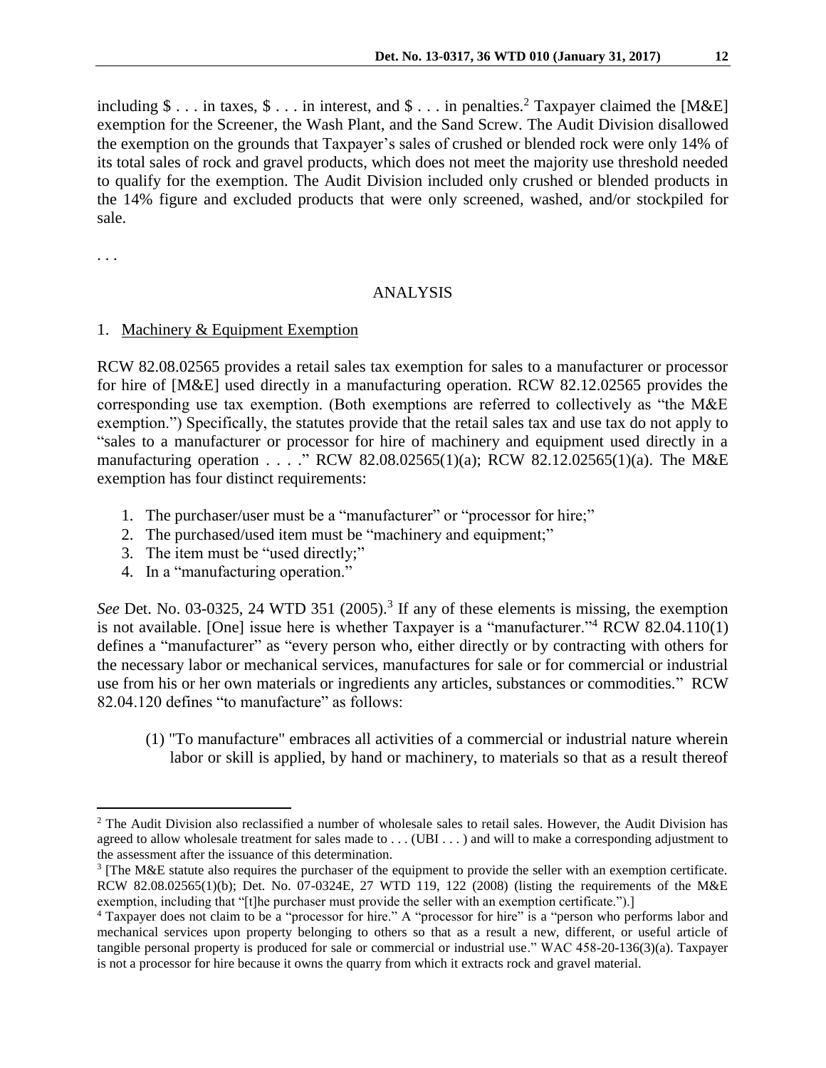including $ . . . in taxes, $ . . . in interest, and $ . . . in penalties.[2] Taxpayer claimed the [M&E] exemption for the Screener, the Wash Plant, and the Sand Screw. The Audit Division disallowed the exemption on the grounds that Taxpayer's sales of crushed or blended rock were only 14% of its total sales of rock and gravel products, which does not meet the majority use threshold needed to qualify for the exemption. The Audit Division included only crushed or blended products in the 14% figure and excluded products that were only screened, washed, and/or stockpiled for sale.

. . .

## ANALYSIS

1. Machinery & Equipment Exemption

RCW 82.08.02565 provides a retail sales tax exemption for sales to a manufacturer or processor for hire of [M&E] used directly in a manufacturing operation. RCW 82.12.02565 provides the corresponding use tax exemption. (Both exemptions are referred to collectively as "the M&E exemption.") Specifically, the statutes provide that the retail sales tax and use tax do not apply to "sales to a manufacturer or processor for hire of machinery and equipment used directly in a manufacturing operation . . . ." RCW 82.08.02565(1)(a); RCW 82.12.02565(1)(a). The M&E exemption has four distinct requirements:

1. The purchaser/user must be a "manufacturer" or "processor for hire;"
2. The purchased/used item must be "machinery and equipment;"
3. The item must be "used directly;"
4. In a "manufacturing operation."

*See* Det. No. 03-0325, 24 WTD 351 (2005).[3] If any of these elements is missing, the exemption is not available. [One] issue here is whether Taxpayer is a "manufacturer."[4] RCW 82.04.110(1) defines a "manufacturer" as "every person who, either directly or by contracting with others for the necessary labor or mechanical services, manufactures for sale or for commercial or industrial use from his or her own materials or ingredients any articles, substances or commodities." RCW 82.04.120 defines "to manufacture" as follows:

> (1) "To manufacture" embraces all activities of a commercial or industrial nature wherein labor or skill is applied, by hand or machinery, to materials so that as a result thereof

---

[2] The Audit Division also reclassified a number of wholesale sales to retail sales. However, the Audit Division has agreed to allow wholesale treatment for sales made to . . . (UBI . . . ) and will to make a corresponding adjustment to the assessment after the issuance of this determination.

[3] [The M&E statute also requires the purchaser of the equipment to provide the seller with an exemption certificate. RCW 82.08.02565(1)(b); Det. No. 07-0324E, 27 WTD 119, 122 (2008) (listing the requirements of the M&E exemption, including that "[t]he purchaser must provide the seller with an exemption certificate.").]

[4] Taxpayer does not claim to be a "processor for hire." A "processor for hire" is a "person who performs labor and mechanical services upon property belonging to others so that as a result a new, different, or useful article of tangible personal property is produced for sale or commercial or industrial use." WAC 458-20-136(3)(a). Taxpayer is not a processor for hire because it owns the quarry from which it extracts rock and gravel material.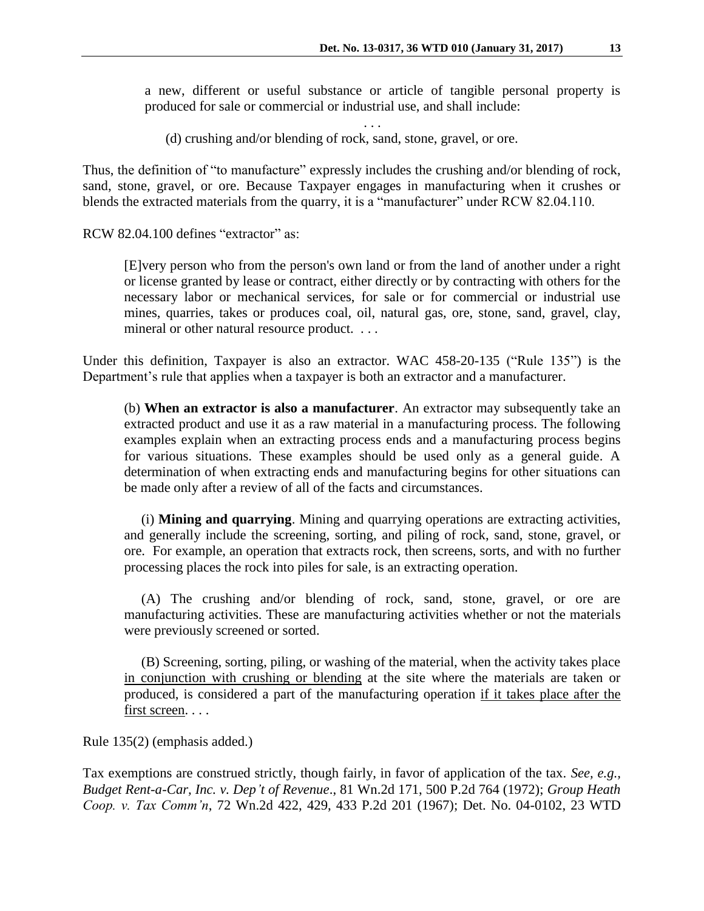> a new, different or useful substance or article of tangible personal property is produced for sale or commercial or industrial use, and shall include:
>
> . . .
>
> (d) crushing and/or blending of rock, sand, stone, gravel, or ore.

Thus, the definition of "to manufacture" expressly includes the crushing and/or blending of rock, sand, stone, gravel, or ore. Because Taxpayer engages in manufacturing when it crushes or blends the extracted materials from the quarry, it is a "manufacturer" under RCW 82.04.110.

RCW 82.04.100 defines "extractor" as:

> [E]very person who from the person's own land or from the land of another under a right or license granted by lease or contract, either directly or by contracting with others for the necessary labor or mechanical services, for sale or for commercial or industrial use mines, quarries, takes or produces coal, oil, natural gas, ore, stone, sand, gravel, clay, mineral or other natural resource product. . . .

Under this definition, Taxpayer is also an extractor. WAC 458-20-135 ("Rule 135") is the Department's rule that applies when a taxpayer is both an extractor and a manufacturer.

> (b) **When an extractor is also a manufacturer**. An extractor may subsequently take an extracted product and use it as a raw material in a manufacturing process. The following examples explain when an extracting process ends and a manufacturing process begins for various situations. These examples should be used only as a general guide. A determination of when extracting ends and manufacturing begins for other situations can be made only after a review of all of the facts and circumstances.
>
> (i) **Mining and quarrying**. Mining and quarrying operations are extracting activities, and generally include the screening, sorting, and piling of rock, sand, stone, gravel, or ore. For example, an operation that extracts rock, then screens, sorts, and with no further processing places the rock into piles for sale, is an extracting operation.
>
> (A) The crushing and/or blending of rock, sand, stone, gravel, or ore are manufacturing activities. These are manufacturing activities whether or not the materials were previously screened or sorted.
>
> (B) Screening, sorting, piling, or washing of the material, when the activity takes place <u>in conjunction with crushing or blending</u> at the site where the materials are taken or produced, is considered a part of the manufacturing operation <u>if it takes place after the first screen</u>. . . .

Rule 135(2) (emphasis added.)

Tax exemptions are construed strictly, though fairly, in favor of application of the tax. *See, e.g.*, *Budget Rent-a-Car, Inc. v. Dep't of Revenue*., 81 Wn.2d 171, 500 P.2d 764 (1972); *Group Heath Coop. v. Tax Comm'n*, 72 Wn.2d 422, 429, 433 P.2d 201 (1967); Det. No. 04-0102, 23 WTD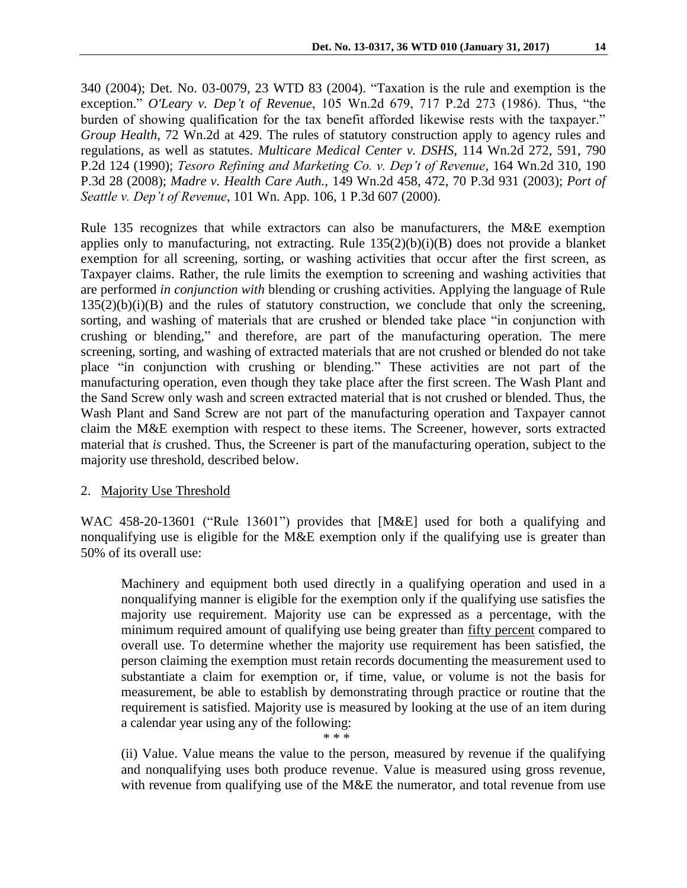340 (2004); Det. No. 03-0079, 23 WTD 83 (2004). "Taxation is the rule and exemption is the exception." *O'Leary v. Dep't of Revenue*, 105 Wn.2d 679, 717 P.2d 273 (1986). Thus, "the burden of showing qualification for the tax benefit afforded likewise rests with the taxpayer." *Group Health*, 72 Wn.2d at 429. The rules of statutory construction apply to agency rules and regulations, as well as statutes. *Multicare Medical Center v. DSHS*, 114 Wn.2d 272, 591, 790 P.2d 124 (1990); *Tesoro Refining and Marketing Co. v. Dep't of Revenue*, 164 Wn.2d 310, 190 P.3d 28 (2008); *Madre v. Health Care Auth.,* 149 Wn.2d 458, 472, 70 P.3d 931 (2003); *Port of Seattle v. Dep't of Revenue*, 101 Wn. App. 106, 1 P.3d 607 (2000).

Rule 135 recognizes that while extractors can also be manufacturers, the M&E exemption applies only to manufacturing, not extracting. Rule 135(2)(b)(i)(B) does not provide a blanket exemption for all screening, sorting, or washing activities that occur after the first screen, as Taxpayer claims. Rather, the rule limits the exemption to screening and washing activities that are performed *in conjunction with* blending or crushing activities. Applying the language of Rule 135(2)(b)(i)(B) and the rules of statutory construction, we conclude that only the screening, sorting, and washing of materials that are crushed or blended take place "in conjunction with crushing or blending," and therefore, are part of the manufacturing operation. The mere screening, sorting, and washing of extracted materials that are not crushed or blended do not take place "in conjunction with crushing or blending." These activities are not part of the manufacturing operation, even though they take place after the first screen. The Wash Plant and the Sand Screw only wash and screen extracted material that is not crushed or blended. Thus, the Wash Plant and Sand Screw are not part of the manufacturing operation and Taxpayer cannot claim the M&E exemption with respect to these items. The Screener, however, sorts extracted material that *is* crushed. Thus, the Screener is part of the manufacturing operation, subject to the majority use threshold, described below.

2. Majority Use Threshold

WAC 458-20-13601 ("Rule 13601") provides that [M&E] used for both a qualifying and nonqualifying use is eligible for the M&E exemption only if the qualifying use is greater than 50% of its overall use:

> Machinery and equipment both used directly in a qualifying operation and used in a nonqualifying manner is eligible for the exemption only if the qualifying use satisfies the majority use requirement. Majority use can be expressed as a percentage, with the minimum required amount of qualifying use being greater than fifty percent compared to overall use. To determine whether the majority use requirement has been satisfied, the person claiming the exemption must retain records documenting the measurement used to substantiate a claim for exemption or, if time, value, or volume is not the basis for measurement, be able to establish by demonstrating through practice or routine that the requirement is satisfied. Majority use is measured by looking at the use of an item during a calendar year using any of the following:
>
> \* \* \*
>
> (ii) Value. Value means the value to the person, measured by revenue if the qualifying and nonqualifying uses both produce revenue. Value is measured using gross revenue, with revenue from qualifying use of the M&E the numerator, and total revenue from use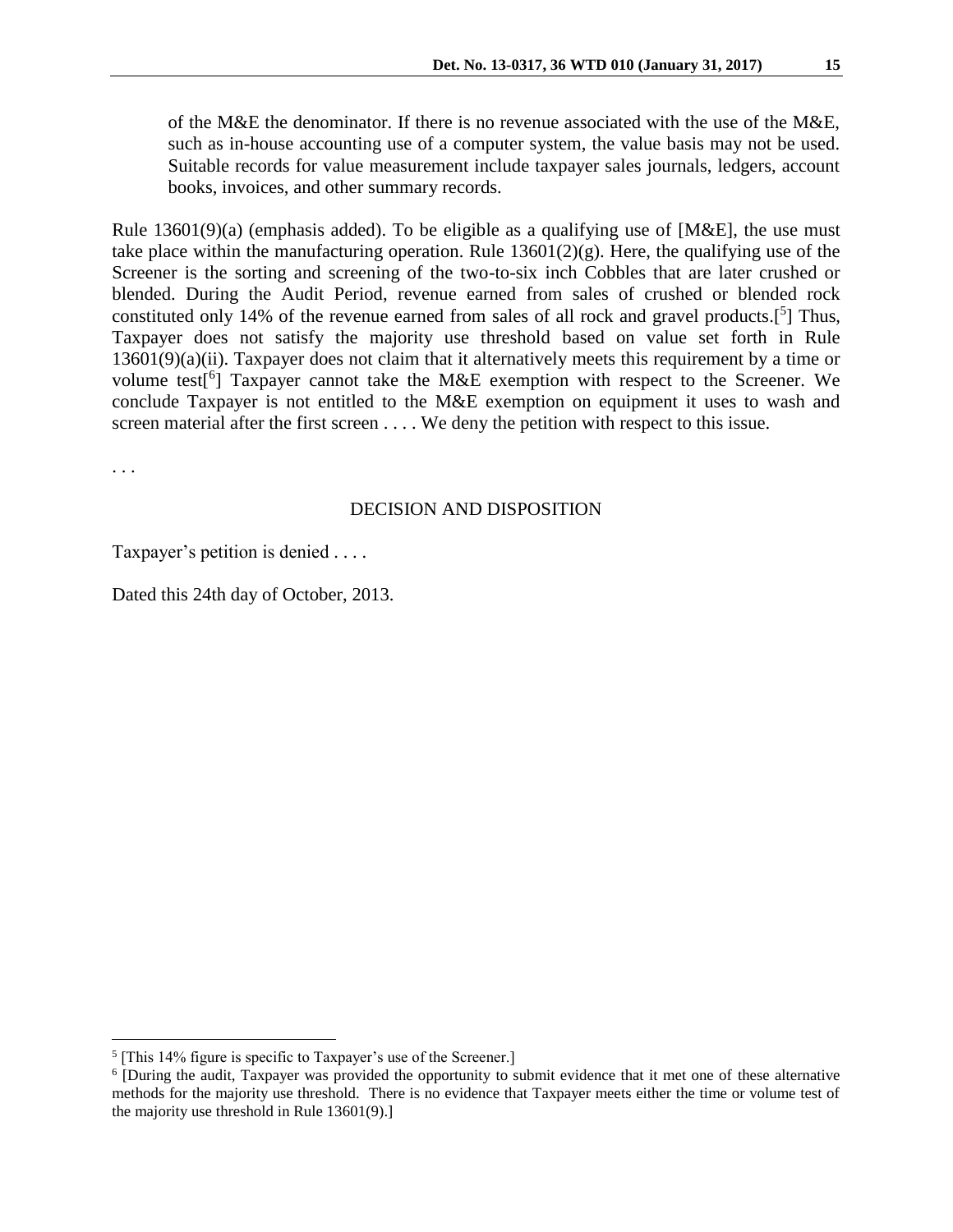of the M&E the denominator. If there is no revenue associated with the use of the M&E, such as in-house accounting use of a computer system, the value basis may not be used. Suitable records for value measurement include taxpayer sales journals, ledgers, account books, invoices, and other summary records.

Rule 13601(9)(a) (emphasis added). To be eligible as a qualifying use of [M&E], the use must take place within the manufacturing operation. Rule 13601(2)(g). Here, the qualifying use of the Screener is the sorting and screening of the two-to-six inch Cobbles that are later crushed or blended. During the Audit Period, revenue earned from sales of crushed or blended rock constituted only 14% of the revenue earned from sales of all rock and gravel products.[[5]] Thus, Taxpayer does not satisfy the majority use threshold based on value set forth in Rule 13601(9)(a)(ii). Taxpayer does not claim that it alternatively meets this requirement by a time or volume test[[6]] Taxpayer cannot take the M&E exemption with respect to the Screener. We conclude Taxpayer is not entitled to the M&E exemption on equipment it uses to wash and screen material after the first screen . . . . We deny the petition with respect to this issue.

. . .

DECISION AND DISPOSITION

Taxpayer's petition is denied . . . .

Dated this 24th day of October, 2013.

---

[5] [This 14% figure is specific to Taxpayer's use of the Screener.]

[6] [During the audit, Taxpayer was provided the opportunity to submit evidence that it met one of these alternative methods for the majority use threshold. There is no evidence that Taxpayer meets either the time or volume test of the majority use threshold in Rule 13601(9).]